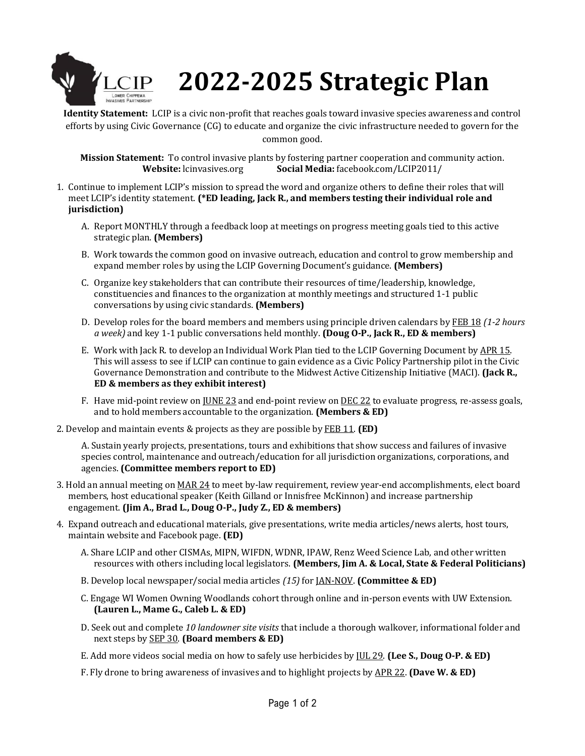# 2022-2025 Strategic Plan

**Identity Statement:** LCIP is a civic non-profit that reaches goals toward invasive species awareness and control efforts by using Civic Governance (CG) to educate and organize the civic infrastructure needed to govern for the common good.

**Mission Statement:** To control invasive plants by fostering partner cooperation and community action.
**Website:** lcinvasives.org **Social Media:** facebook.com/LCIP2011/

1. Continue to implement LCIP's mission to spread the word and organize others to define their roles that will meet LCIP's identity statement. **(*ED leading, Jack R., and members testing their individual role and jurisdiction)**

   A. Report MONTHLY through a feedback loop at meetings on progress meeting goals tied to this active strategic plan. **(Members)**

   B. Work towards the common good on invasive outreach, education and control to grow membership and expand member roles by using the LCIP Governing Document's guidance. **(Members)**

   C. Organize key stakeholders that can contribute their resources of time/leadership, knowledge, constituencies and finances to the organization at monthly meetings and structured 1-1 public conversations by using civic standards. **(Members)**

   D. Develop roles for the board members and members using principle driven calendars by <u>FEB 18</u> *(1-2 hours a week)* and key 1-1 public conversations held monthly. **(Doug O-P., Jack R., ED & members)**

   E. Work with Jack R. to develop an Individual Work Plan tied to the LCIP Governing Document by <u>APR 15</u>. This will assess to see if LCIP can continue to gain evidence as a Civic Policy Partnership pilot in the Civic Governance Demonstration and contribute to the Midwest Active Citizenship Initiative (MACI). **(Jack R., ED & members as they exhibit interest)**

   F. Have mid-point review on <u>JUNE 23</u> and end-point review on <u>DEC 22</u> to evaluate progress, re-assess goals, and to hold members accountable to the organization. **(Members & ED)**

2. Develop and maintain events & projects as they are possible by <u>FEB 11</u>. **(ED)**

   A. Sustain yearly projects, presentations, tours and exhibitions that show success and failures of invasive species control, maintenance and outreach/education for all jurisdiction organizations, corporations, and agencies. **(Committee members report to ED)**

3. Hold an annual meeting on <u>MAR 24</u> to meet by-law requirement, review year-end accomplishments, elect board members, host educational speaker (Keith Gilland or Innisfree McKinnon) and increase partnership engagement. **(Jim A., Brad L., Doug O-P., Judy Z., ED & members)**

4. Expand outreach and educational materials, give presentations, write media articles/news alerts, host tours, maintain website and Facebook page. **(ED)**

   A. Share LCIP and other CISMAs, MIPN, WIFDN, WDNR, IPAW, Renz Weed Science Lab, and other written resources with others including local legislators. **(Members, Jim A. & Local, State & Federal Politicians)**

   B. Develop local newspaper/social media articles *(15)* for <u>JAN-NOV</u>. **(Committee & ED)**

   C. Engage WI Women Owning Woodlands cohort through online and in-person events with UW Extension. **(Lauren L., Mame G., Caleb L. & ED)**

   D. Seek out and complete *10 landowner site visits* that include a thorough walkover, informational folder and next steps by <u>SEP 30</u>. **(Board members & ED)**

   E. Add more videos social media on how to safely use herbicides by <u>JUL 29</u>. **(Lee S., Doug O-P. & ED)**

   F. Fly drone to bring awareness of invasives and to highlight projects by <u>APR 22</u>. **(Dave W. & ED)**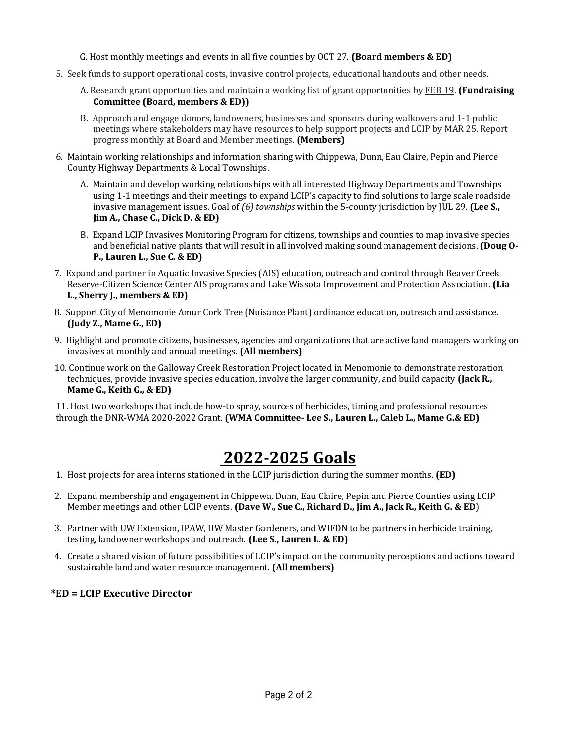G. Host monthly meetings and events in all five counties by OCT 27. **(Board members & ED)**

5. Seek funds to support operational costs, invasive control projects, educational handouts and other needs.

   A. Research grant opportunities and maintain a working list of grant opportunities by FEB 19. **(Fundraising Committee (Board, members & ED))**

   B. Approach and engage donors, landowners, businesses and sponsors during walkovers and 1-1 public meetings where stakeholders may have resources to help support projects and LCIP by MAR 25. Report progress monthly at Board and Member meetings. **(Members)**

6. Maintain working relationships and information sharing with Chippewa, Dunn, Eau Claire, Pepin and Pierce County Highway Departments & Local Townships.

   A. Maintain and develop working relationships with all interested Highway Departments and Townships using 1-1 meetings and their meetings to expand LCIP's capacity to find solutions to large scale roadside invasive management issues. Goal of *(6) townships* within the 5-county jurisdiction by JUL 29. **(Lee S., Jim A., Chase C., Dick D. & ED)**

   B. Expand LCIP Invasives Monitoring Program for citizens, townships and counties to map invasive species and beneficial native plants that will result in all involved making sound management decisions. **(Doug O-P., Lauren L., Sue C. & ED)**

7. Expand and partner in Aquatic Invasive Species (AIS) education, outreach and control through Beaver Creek Reserve-Citizen Science Center AIS programs and Lake Wissota Improvement and Protection Association. **(Lia L., Sherry J., members & ED)**

8. Support City of Menomonie Amur Cork Tree (Nuisance Plant) ordinance education, outreach and assistance. **(Judy Z., Mame G., ED)**

9. Highlight and promote citizens, businesses, agencies and organizations that are active land managers working on invasives at monthly and annual meetings. **(All members)**

10. Continue work on the Galloway Creek Restoration Project located in Menomonie to demonstrate restoration techniques, provide invasive species education, involve the larger community, and build capacity **(Jack R., Mame G., Keith G., & ED)**

11. Host two workshops that include how-to spray, sources of herbicides, timing and professional resources through the DNR-WMA 2020-2022 Grant. **(WMA Committee- Lee S., Lauren L., Caleb L., Mame G.& ED)**

# 2022-2025 Goals

1. Host projects for area interns stationed in the LCIP jurisdiction during the summer months. **(ED)**

2. Expand membership and engagement in Chippewa, Dunn, Eau Claire, Pepin and Pierce Counties using LCIP Member meetings and other LCIP events. **(Dave W., Sue C., Richard D., Jim A., Jack R., Keith G. & ED)**

3. Partner with UW Extension, IPAW, UW Master Gardeners, and WIFDN to be partners in herbicide training, testing, landowner workshops and outreach. **(Lee S., Lauren L. & ED)**

4. Create a shared vision of future possibilities of LCIP's impact on the community perceptions and actions toward sustainable land and water resource management. **(All members)**

**\*ED = LCIP Executive Director**